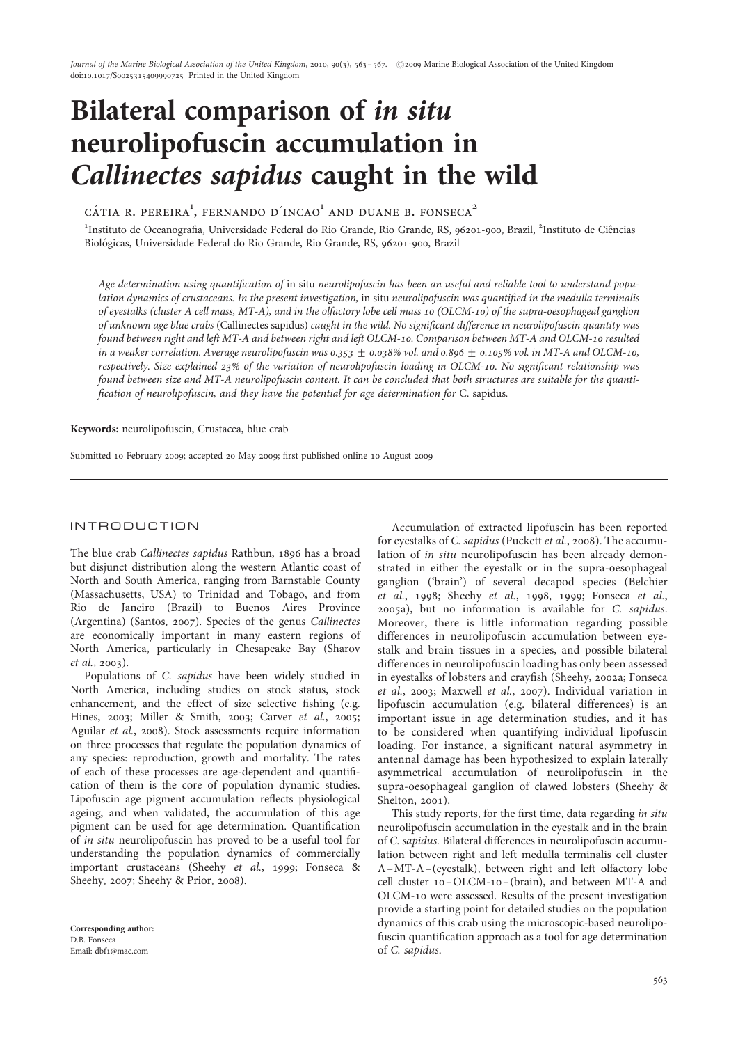# Bilateral comparison of *in situ* neurolipofuscin accumulation in *Callinectes sapidus* caught in the wild

CÁTIA R. PEREIRA[1], FERNANDO D´INCAO[1] AND DUANE B. FONSECA[2]

[1]Instituto de Oceanografia, Universidade Federal do Rio Grande, Rio Grande, RS, 96201-900, Brazil, [2]Instituto de Ciências Biológicas, Universidade Federal do Rio Grande, Rio Grande, RS, 96201-900, Brazil

*Age determination using quantification of* in situ *neurolipofuscin has been an useful and reliable tool to understand population dynamics of crustaceans. In the present investigation,* in situ *neurolipofuscin was quantified in the medulla terminalis of eyestalks (cluster A cell mass, MT-A), and in the olfactory lobe cell mass 10 (OLCM-10) of the supra-oesophageal ganglion of unknown age blue crabs* (Callinectes sapidus) *caught in the wild. No significant difference in neurolipofuscin quantity was found between right and left MT-A and between right and left OLCM-10. Comparison between MT-A and OLCM-10 resulted in a weaker correlation. Average neurolipofuscin was 0.353 ± 0.038% vol. and 0.896 ± 0.105% vol. in MT-A and OLCM-10, respectively. Size explained 23% of the variation of neurolipofuscin loading in OLCM-10. No significant relationship was found between size and MT-A neurolipofuscin content. It can be concluded that both structures are suitable for the quantification of neurolipofuscin, and they have the potential for age determination for* C. sapidus.

**Keywords:** neurolipofuscin, Crustacea, blue crab

Submitted 10 February 2009; accepted 20 May 2009; first published online 10 August 2009

## INTRODUCTION

The blue crab *Callinectes sapidus* Rathbun, 1896 has a broad but disjunct distribution along the western Atlantic coast of North and South America, ranging from Barnstable County (Massachusetts, USA) to Trinidad and Tobago, and from Rio de Janeiro (Brazil) to Buenos Aires Province (Argentina) (Santos, 2007). Species of the genus *Callinectes* are economically important in many eastern regions of North America, particularly in Chesapeake Bay (Sharov *et al.*, 2003).

Populations of *C. sapidus* have been widely studied in North America, including studies on stock status, stock enhancement, and the effect of size selective fishing (e.g. Hines, 2003; Miller & Smith, 2003; Carver *et al.*, 2005; Aguilar *et al.*, 2008). Stock assessments require information on three processes that regulate the population dynamics of any species: reproduction, growth and mortality. The rates of each of these processes are age-dependent and quantification of them is the core of population dynamic studies. Lipofuscin age pigment accumulation reflects physiological ageing, and when validated, the accumulation of this age pigment can be used for age determination. Quantification of *in situ* neurolipofuscin has proved to be a useful tool for understanding the population dynamics of commercially important crustaceans (Sheehy *et al.*, 1999; Fonseca & Sheehy, 2007; Sheehy & Prior, 2008).

Accumulation of extracted lipofuscin has been reported for eyestalks of *C. sapidus* (Puckett *et al.*, 2008). The accumulation of *in situ* neurolipofuscin has been already demonstrated in either the eyestalk or in the supra-oesophageal ganglion ('brain') of several decapod species (Belchier *et al.*, 1998; Sheehy *et al.*, 1998, 1999; Fonseca *et al.*, 2005a), but no information is available for *C. sapidus*. Moreover, there is little information regarding possible differences in neurolipofuscin accumulation between eyestalk and brain tissues in a species, and possible bilateral differences in neurolipofuscin loading has only been assessed in eyestalks of lobsters and crayfish (Sheehy, 2002a; Fonseca *et al.*, 2003; Maxwell *et al.*, 2007). Individual variation in lipofuscin accumulation (e.g. bilateral differences) is an important issue in age determination studies, and it has to be considered when quantifying individual lipofuscin loading. For instance, a significant natural asymmetry in antennal damage has been hypothesized to explain laterally asymmetrical accumulation of neurolipofuscin in the supra-oesophageal ganglion of clawed lobsters (Sheehy & Shelton, 2001).

This study reports, for the first time, data regarding *in situ* neurolipofuscin accumulation in the eyestalk and in the brain of *C. sapidus*. Bilateral differences in neurolipofuscin accumulation between right and left medulla terminalis cell cluster A–MT-A–(eyestalk), between right and left olfactory lobe cell cluster 10–OLCM-10–(brain), and between MT-A and OLCM-10 were assessed. Results of the present investigation provide a starting point for detailed studies on the population dynamics of this crab using the microscopic-based neurolipofuscin quantification approach as a tool for age determination of *C. sapidus*.

**Corresponding author:**
D.B. Fonseca
Email: dbf1@mac.com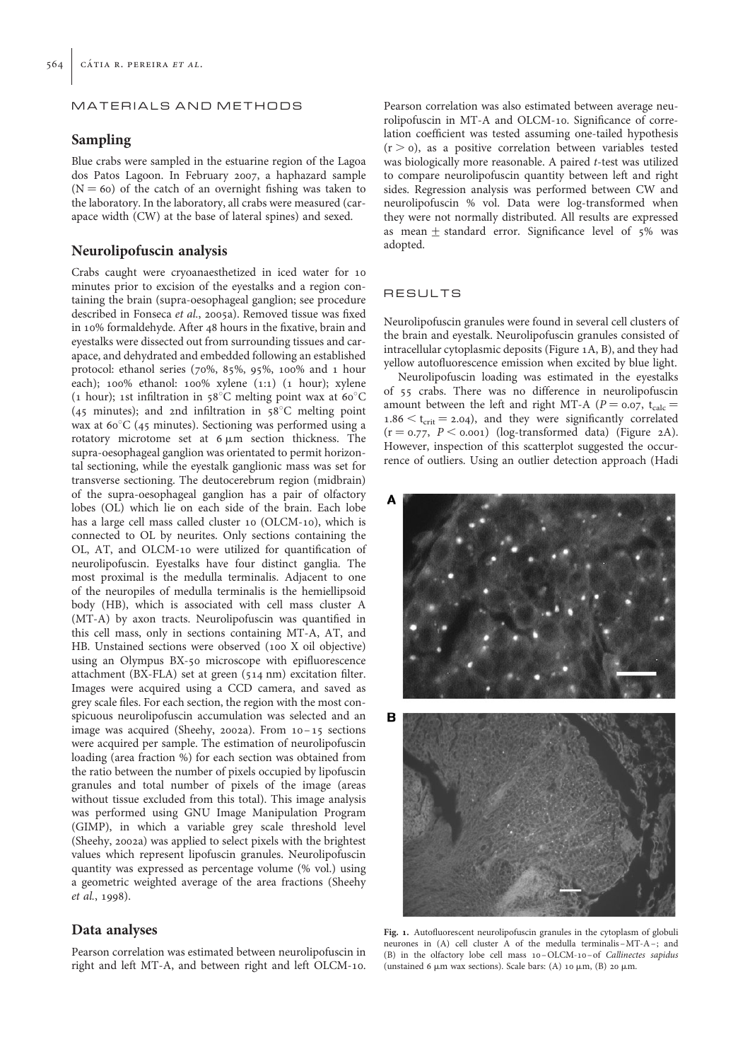## MATERIALS AND METHODS

### Sampling

Blue crabs were sampled in the estuarine region of the Lagoa dos Patos Lagoon. In February 2007, a haphazard sample ($N = 60$) of the catch of an overnight fishing was taken to the laboratory. In the laboratory, all crabs were measured (carapace width (CW) at the base of lateral spines) and sexed.

### Neurolipofuscin analysis

Crabs caught were cryoanaesthetized in iced water for 10 minutes prior to excision of the eyestalks and a region containing the brain (supra-oesophageal ganglion; see procedure described in Fonseca *et al.*, 2005a). Removed tissue was fixed in 10% formaldehyde. After 48 hours in the fixative, brain and eyestalks were dissected out from surrounding tissues and carapace, and dehydrated and embedded following an established protocol: ethanol series (70%, 85%, 95%, 100% and 1 hour each); 100% ethanol: 100% xylene (1:1) (1 hour); xylene (1 hour); 1st infiltration in 58°C melting point wax at 60°C (45 minutes); and 2nd infiltration in 58°C melting point wax at 60°C (45 minutes). Sectioning was performed using a rotatory microtome set at 6 μm section thickness. The supra-oesophageal ganglion was orientated to permit horizontal sectioning, while the eyestalk ganglionic mass was set for transverse sectioning. The deutocerebrum region (midbrain) of the supra-oesophageal ganglion has a pair of olfactory lobes (OL) which lie on each side of the brain. Each lobe has a large cell mass called cluster 10 (OLCM-10), which is connected to OL by neurites. Only sections containing the OL, AT, and OLCM-10 were utilized for quantification of neurolipofuscin. Eyestalks have four distinct ganglia. The most proximal is the medulla terminalis. Adjacent to one of the neuropiles of medulla terminalis is the hemiellipsoid body (HB), which is associated with cell mass cluster A (MT-A) by axon tracts. Neurolipofuscin was quantified in this cell mass, only in sections containing MT-A, AT, and HB. Unstained sections were observed (100 X oil objective) using an Olympus BX-50 microscope with epifluorescence attachment (BX-FLA) set at green (514 nm) excitation filter. Images were acquired using a CCD camera, and saved as grey scale files. For each section, the region with the most conspicuous neurolipofuscin accumulation was selected and an image was acquired (Sheehy, 2002a). From 10–15 sections were acquired per sample. The estimation of neurolipofuscin loading (area fraction %) for each section was obtained from the ratio between the number of pixels occupied by lipofuscin granules and total number of pixels of the image (areas without tissue excluded from this total). This image analysis was performed using GNU Image Manipulation Program (GIMP), in which a variable grey scale threshold level (Sheehy, 2002a) was applied to select pixels with the brightest values which represent lipofuscin granules. Neurolipofuscin quantity was expressed as percentage volume (% vol.) using a geometric weighted average of the area fractions (Sheehy *et al.*, 1998).

### Data analyses

Pearson correlation was estimated between neurolipofuscin in right and left MT-A, and between right and left OLCM-10. Pearson correlation was also estimated between average neurolipofuscin in MT-A and OLCM-10. Significance of correlation coefficient was tested assuming one-tailed hypothesis ($r > 0$), as a positive correlation between variables tested was biologically more reasonable. A paired *t*-test was utilized to compare neurolipofuscin quantity between left and right sides. Regression analysis was performed between CW and neurolipofuscin % vol. Data were log-transformed when they were not normally distributed. All results are expressed as mean ± standard error. Significance level of 5% was adopted.

## RESULTS

Neurolipofuscin granules were found in several cell clusters of the brain and eyestalk. Neurolipofuscin granules consisted of intracellular cytoplasmic deposits (Figure 1A, B), and they had yellow autofluorescence emission when excited by blue light.

Neurolipofuscin loading was estimated in the eyestalks of 55 crabs. There was no difference in neurolipofuscin amount between the left and right MT-A ($P = 0.07$, $t_{calc} = 1.86 < t_{crit} = 2.04$), and they were significantly correlated ($r = 0.77$, $P < 0.001$) (log-transformed data) (Figure 2A). However, inspection of this scatterplot suggested the occurrence of outliers. Using an outlier detection approach (Hadi

Fig. 1. Autofluorescent neurolipofuscin granules in the cytoplasm of globuli neurones in (A) cell cluster A of the medulla terminalis–MT-A–; and (B) in the olfactory lobe cell mass 10–OLCM-10–of *Callinectes sapidus* (unstained 6 μm wax sections). Scale bars: (A) 10 μm, (B) 20 μm.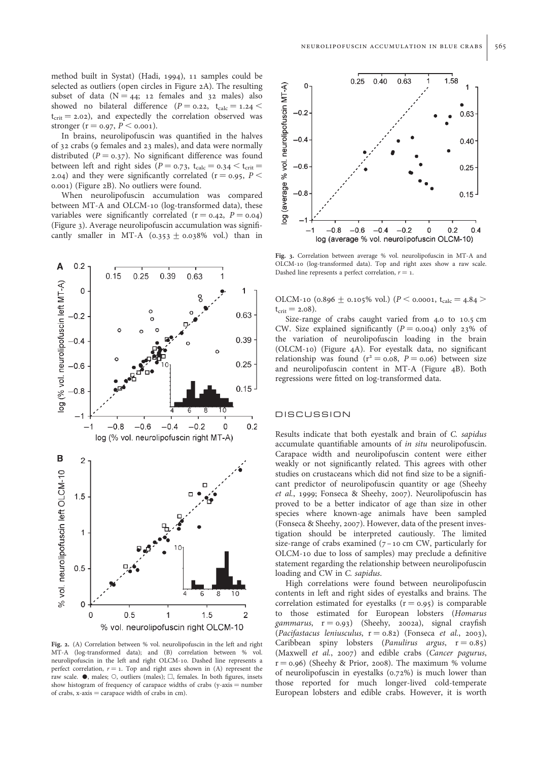method built in Systat) (Hadi, 1994), 11 samples could be selected as outliers (open circles in Figure 2A). The resulting subset of data (N = 44; 12 females and 32 males) also showed no bilateral difference ($P = 0.22$, $t_{calc} = 1.24 < t_{crit} = 2.02$), and expectedly the correlation observed was stronger ($r = 0.97$, $P < 0.001$).

In brains, neurolipofuscin was quantified in the halves of 32 crabs (9 females and 23 males), and data were normally distributed ($P = 0.37$). No significant difference was found between left and right sides ($P = 0.73$, $t_{calc} = 0.34 < t_{crit} = 2.04$) and they were significantly correlated ($r = 0.95$, $P < 0.001$) (Figure 2B). No outliers were found.

When neurolipofuscin accumulation was compared between MT-A and OLCM-10 (log-transformed data), these variables were significantly correlated ($r = 0.42$, $P = 0.04$) (Figure 3). Average neurolipofuscin accumulation was significantly smaller in MT-A (0.353 ± 0.038% vol.) than in OLCM-10 (0.896 ± 0.105% vol.) ($P < 0.0001$, $t_{calc} = 4.84 > t_{crit} = 2.08$).

Size-range of crabs caught varied from 4.0 to 10.5 cm CW. Size explained significantly ($P = 0.004$) only 23% of the variation of neurolipofuscin loading in the brain (OLCM-10) (Figure 4A). For eyestalk data, no significant relationship was found ($r^2 = 0.08$, $P = 0.06$) between size and neurolipofuscin content in MT-A (Figure 4B). Both regressions were fitted on log-transformed data.

Fig. 2. (A) Correlation between % vol. neurolipofuscin in the left and right MT-A (log-transformed data); and (B) correlation between % vol. neurolipofuscin in the left and right OLCM-10. Dashed line represents a perfect correlation, $r = 1$. Top and right axes shown in (A) represent the raw scale. ●, males; ○, outliers (males); □, females. In both figures, insets show histogram of frequency of carapace widths of crabs (y-axis = number of crabs, x-axis = carapace width of crabs in cm).

Fig. 3. Correlation between average % vol. neurolipofuscin in MT-A and OLCM-10 (log-transformed data). Top and right axes show a raw scale. Dashed line represents a perfect correlation, $r = 1$.

## DISCUSSION

Results indicate that both eyestalk and brain of *C. sapidus* accumulate quantifiable amounts of *in situ* neurolipofuscin. Carapace width and neurolipofuscin content were either weakly or not significantly related. This agrees with other studies on crustaceans which did not find size to be a significant predictor of neurolipofuscin quantity or age (Sheehy *et al.*, 1999; Fonseca & Sheehy, 2007). Neurolipofuscin has proved to be a better indicator of age than size in other species where known-age animals have been sampled (Fonseca & Sheehy, 2007). However, data of the present investigation should be interpreted cautiously. The limited size-range of crabs examined (7–10 cm CW, particularly for OLCM-10 due to loss of samples) may preclude a definitive statement regarding the relationship between neurolipofuscin loading and CW in *C. sapidus*.

High correlations were found between neurolipofuscin contents in left and right sides of eyestalks and brains. The correlation estimated for eyestalks ($r = 0.95$) is comparable to those estimated for European lobsters (*Homarus gammarus*, $r = 0.93$) (Sheehy, 2002a), signal crayfish (*Pacifastacus leniusculus*, $r = 0.82$) (Fonseca *et al.*, 2003), Caribbean spiny lobsters (*Panulirus argus*, $r = 0.85$) (Maxwell *et al.*, 2007) and edible crabs (*Cancer pagurus*, $r = 0.96$) (Sheehy & Prior, 2008). The maximum % volume of neurolipofuscin in eyestalks (0.72%) is much lower than those reported for much longer-lived cold-temperate European lobsters and edible crabs. However, it is worth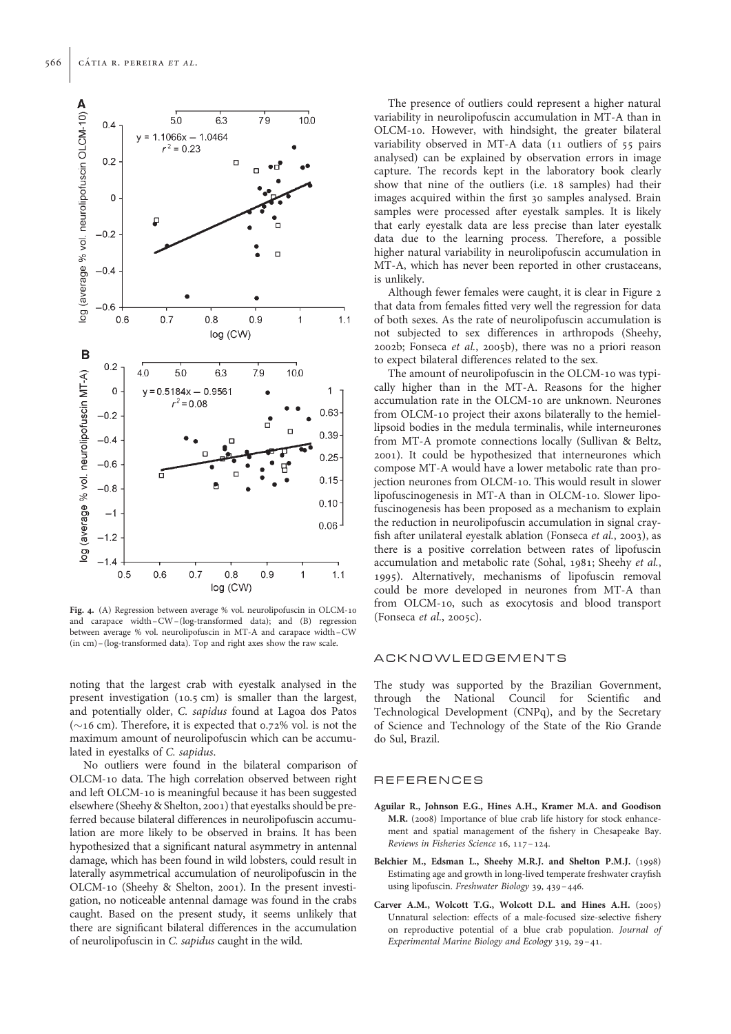Fig. 4. (A) Regression between average % vol. neurolipofuscin in OLCM-10 and carapace width–CW–(log-transformed data); and (B) regression between average % vol. neurolipofuscin in MT-A and carapace width–CW (in cm)–(log-transformed data). Top and right axes show the raw scale.

noting that the largest crab with eyestalk analysed in the present investigation (10.5 cm) is smaller than the largest, and potentially older, *C. sapidus* found at Lagoa dos Patos (~16 cm). Therefore, it is expected that 0.72% vol. is not the maximum amount of neurolipofuscin which can be accumulated in eyestalks of *C. sapidus*.

No outliers were found in the bilateral comparison of OLCM-10 data. The high correlation observed between right and left OLCM-10 is meaningful because it has been suggested elsewhere (Sheehy & Shelton, 2001) that eyestalks should be preferred because bilateral differences in neurolipofuscin accumulation are more likely to be observed in brains. It has been hypothesized that a significant natural asymmetry in antennal damage, which has been found in wild lobsters, could result in laterally asymmetrical accumulation of neurolipofuscin in the OLCM-10 (Sheehy & Shelton, 2001). In the present investigation, no noticeable antennal damage was found in the crabs caught. Based on the present study, it seems unlikely that there are significant bilateral differences in the accumulation of neurolipofuscin in *C. sapidus* caught in the wild.

The presence of outliers could represent a higher natural variability in neurolipofuscin accumulation in MT-A than in OLCM-10. However, with hindsight, the greater bilateral variability observed in MT-A data (11 outliers of 55 pairs analysed) can be explained by observation errors in image capture. The records kept in the laboratory book clearly show that nine of the outliers (i.e. 18 samples) had their images acquired within the first 30 samples analysed. Brain samples were processed after eyestalk samples. It is likely that early eyestalk data are less precise than later eyestalk data due to the learning process. Therefore, a possible higher natural variability in neurolipofuscin accumulation in MT-A, which has never been reported in other crustaceans, is unlikely.

Although fewer females were caught, it is clear in Figure 2 that data from females fitted very well the regression for data of both sexes. As the rate of neurolipofuscin accumulation is not subjected to sex differences in arthropods (Sheehy, 2002b; Fonseca *et al.*, 2005b), there was no a priori reason to expect bilateral differences related to the sex.

The amount of neurolipofuscin in the OLCM-10 was typically higher than in the MT-A. Reasons for the higher accumulation rate in the OLCM-10 are unknown. Neurones from OLCM-10 project their axons bilaterally to the hemiellipsoid bodies in the medula terminalis, while interneurones from MT-A promote connections locally (Sullivan & Beltz, 2001). It could be hypothesized that interneurones which compose MT-A would have a lower metabolic rate than projection neurones from OLCM-10. This would result in slower lipofuscinogenesis in MT-A than in OLCM-10. Slower lipofuscinogenesis has been proposed as a mechanism to explain the reduction in neurolipofuscin accumulation in signal crayfish after unilateral eyestalk ablation (Fonseca *et al.*, 2003), as there is a positive correlation between rates of lipofuscin accumulation and metabolic rate (Sohal, 1981; Sheehy *et al.*, 1995). Alternatively, mechanisms of lipofuscin removal could be more developed in neurones from MT-A than from OLCM-10, such as exocytosis and blood transport (Fonseca *et al.*, 2005c).

## ACKNOWLEDGEMENTS

The study was supported by the Brazilian Government, through the National Council for Scientific and Technological Development (CNPq), and by the Secretary of Science and Technology of the State of the Rio Grande do Sul, Brazil.

## REFERENCES

**Aguilar R., Johnson E.G., Hines A.H., Kramer M.A. and Goodison M.R.** (2008) Importance of blue crab life history for stock enhancement and spatial management of the fishery in Chesapeake Bay. *Reviews in Fisheries Science* 16, 117–124.

**Belchier M., Edsman L., Sheehy M.R.J. and Shelton P.M.J.** (1998) Estimating age and growth in long-lived temperate freshwater crayfish using lipofuscin. *Freshwater Biology* 39, 439–446.

**Carver A.M., Wolcott T.G., Wolcott D.L. and Hines A.H.** (2005) Unnatural selection: effects of a male-focused size-selective fishery on reproductive potential of a blue crab population. *Journal of Experimental Marine Biology and Ecology* 319, 29–41.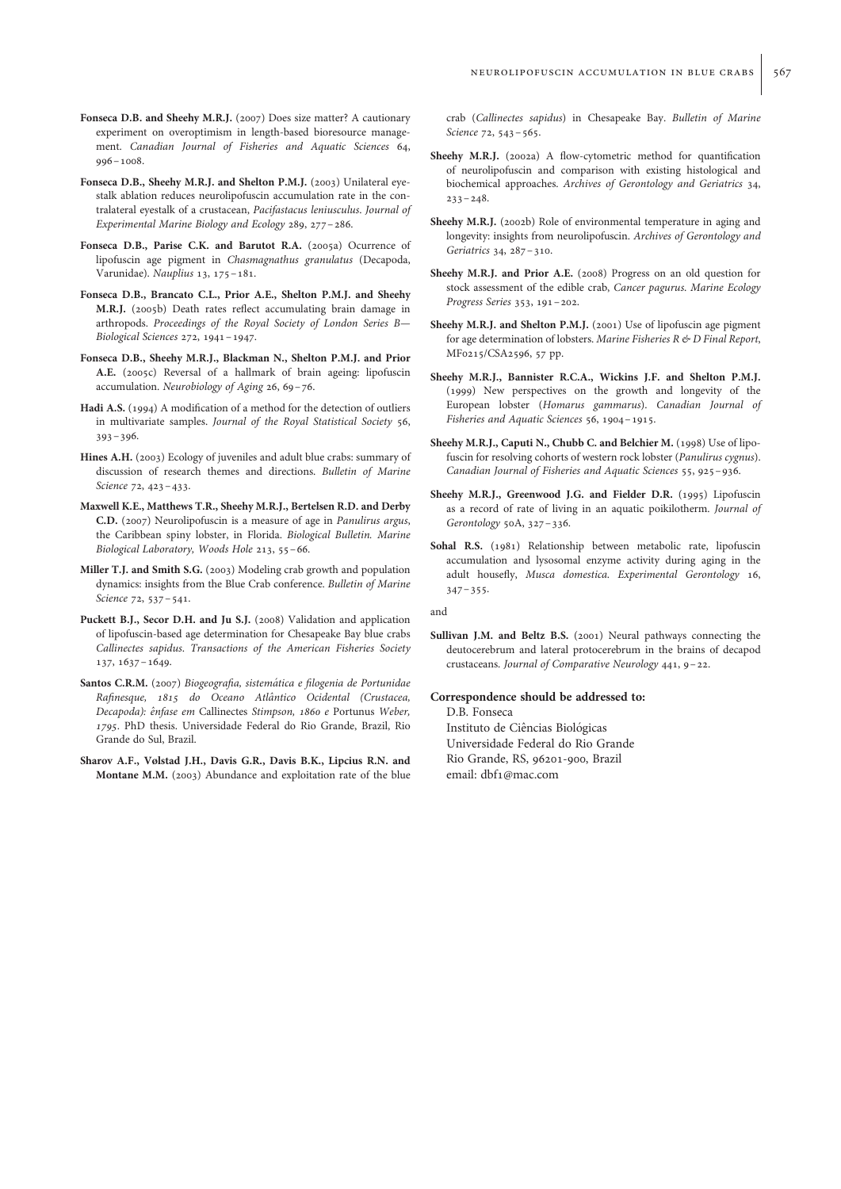**Fonseca D.B. and Sheehy M.R.J.** (2007) Does size matter? A cautionary experiment on overoptimism in length-based bioresource management. *Canadian Journal of Fisheries and Aquatic Sciences* 64, 996–1008.

**Fonseca D.B., Sheehy M.R.J. and Shelton P.M.J.** (2003) Unilateral eyestalk ablation reduces neurolipofuscin accumulation rate in the contralateral eyestalk of a crustacean, *Pacifastacus leniusculus*. *Journal of Experimental Marine Biology and Ecology* 289, 277–286.

**Fonseca D.B., Parise C.K. and Barutot R.A.** (2005a) Ocurrence of lipofuscin age pigment in *Chasmagnathus granulatus* (Decapoda, Varunidae). *Nauplius* 13, 175–181.

**Fonseca D.B., Brancato C.L., Prior A.E., Shelton P.M.J. and Sheehy M.R.J.** (2005b) Death rates reflect accumulating brain damage in arthropods. *Proceedings of the Royal Society of London Series B—Biological Sciences* 272, 1941–1947.

**Fonseca D.B., Sheehy M.R.J., Blackman N., Shelton P.M.J. and Prior A.E.** (2005c) Reversal of a hallmark of brain ageing: lipofuscin accumulation. *Neurobiology of Aging* 26, 69–76.

**Hadi A.S.** (1994) A modification of a method for the detection of outliers in multivariate samples. *Journal of the Royal Statistical Society* 56, 393–396.

**Hines A.H.** (2003) Ecology of juveniles and adult blue crabs: summary of discussion of research themes and directions. *Bulletin of Marine Science* 72, 423–433.

**Maxwell K.E., Matthews T.R., Sheehy M.R.J., Bertelsen R.D. and Derby C.D.** (2007) Neurolipofuscin is a measure of age in *Panulirus argus*, the Caribbean spiny lobster, in Florida. *Biological Bulletin. Marine Biological Laboratory, Woods Hole* 213, 55–66.

**Miller T.J. and Smith S.G.** (2003) Modeling crab growth and population dynamics: insights from the Blue Crab conference. *Bulletin of Marine Science* 72, 537–541.

**Puckett B.J., Secor D.H. and Ju S.J.** (2008) Validation and application of lipofuscin-based age determination for Chesapeake Bay blue crabs *Callinectes sapidus*. *Transactions of the American Fisheries Society* 137, 1637–1649.

**Santos C.R.M.** (2007) *Biogeografia, sistemática e filogenia de Portunidae Rafinesque, 1815 do Oceano Atlântico Ocidental (Crustacea, Decapoda): ênfase em* Callinectes *Stimpson, 1860 e* Portunus *Weber, 1795*. PhD thesis. Universidade Federal do Rio Grande, Brazil, Rio Grande do Sul, Brazil.

**Sharov A.F., Vølstad J.H., Davis G.R., Davis B.K., Lipcius R.N. and Montane M.M.** (2003) Abundance and exploitation rate of the blue crab (*Callinectes sapidus*) in Chesapeake Bay. *Bulletin of Marine Science* 72, 543–565.

**Sheehy M.R.J.** (2002a) A flow-cytometric method for quantification of neurolipofuscin and comparison with existing histological and biochemical approaches. *Archives of Gerontology and Geriatrics* 34, 233–248.

**Sheehy M.R.J.** (2002b) Role of environmental temperature in aging and longevity: insights from neurolipofuscin. *Archives of Gerontology and Geriatrics* 34, 287–310.

**Sheehy M.R.J. and Prior A.E.** (2008) Progress on an old question for stock assessment of the edible crab, *Cancer pagurus*. *Marine Ecology Progress Series* 353, 191–202.

**Sheehy M.R.J. and Shelton P.M.J.** (2001) Use of lipofuscin age pigment for age determination of lobsters. *Marine Fisheries R & D Final Report*, MF0215/CSA2596, 57 pp.

**Sheehy M.R.J., Bannister R.C.A., Wickins J.F. and Shelton P.M.J.** (1999) New perspectives on the growth and longevity of the European lobster (*Homarus gammarus*). *Canadian Journal of Fisheries and Aquatic Sciences* 56, 1904–1915.

**Sheehy M.R.J., Caputi N., Chubb C. and Belchier M.** (1998) Use of lipofuscin for resolving cohorts of western rock lobster (*Panulirus cygnus*). *Canadian Journal of Fisheries and Aquatic Sciences* 55, 925–936.

**Sheehy M.R.J., Greenwood J.G. and Fielder D.R.** (1995) Lipofuscin as a record of rate of living in an aquatic poikilotherm. *Journal of Gerontology* 50A, 327–336.

**Sohal R.S.** (1981) Relationship between metabolic rate, lipofuscin accumulation and lysosomal enzyme activity during aging in the adult housefly, *Musca domestica*. *Experimental Gerontology* 16, 347–355.

and

**Sullivan J.M. and Beltz B.S.** (2001) Neural pathways connecting the deutocerebrum and lateral protocerebrum in the brains of decapod crustaceans. *Journal of Comparative Neurology* 441, 9–22.

**Correspondence should be addressed to:**

D.B. Fonseca
Instituto de Ciências Biológicas
Universidade Federal do Rio Grande
Rio Grande, RS, 96201-900, Brazil
email: dbf1@mac.com